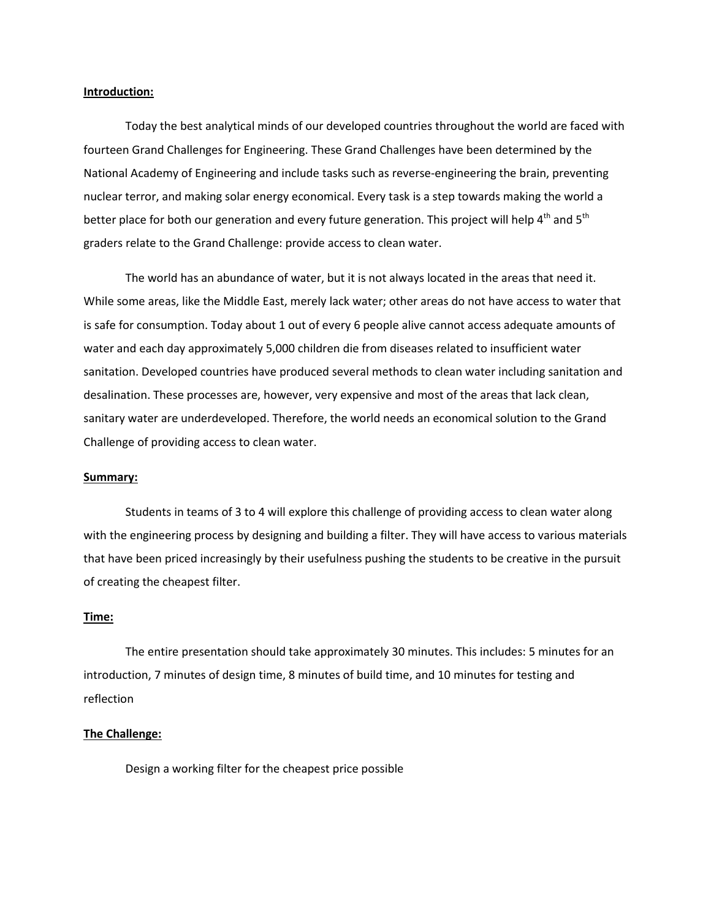**Introduction:**

Today the best analytical minds of our developed countries throughout the world are faced with fourteen Grand Challenges for Engineering. These Grand Challenges have been determined by the National Academy of Engineering and include tasks such as reverse-engineering the brain, preventing nuclear terror, and making solar energy economical. Every task is a step towards making the world a better place for both our generation and every future generation. This project will help 4$^{th}$ and 5$^{th}$ graders relate to the Grand Challenge: provide access to clean water.

The world has an abundance of water, but it is not always located in the areas that need it. While some areas, like the Middle East, merely lack water; other areas do not have access to water that is safe for consumption. Today about 1 out of every 6 people alive cannot access adequate amounts of water and each day approximately 5,000 children die from diseases related to insufficient water sanitation. Developed countries have produced several methods to clean water including sanitation and desalination. These processes are, however, very expensive and most of the areas that lack clean, sanitary water are underdeveloped. Therefore, the world needs an economical solution to the Grand Challenge of providing access to clean water.

**Summary:**

Students in teams of 3 to 4 will explore this challenge of providing access to clean water along with the engineering process by designing and building a filter. They will have access to various materials that have been priced increasingly by their usefulness pushing the students to be creative in the pursuit of creating the cheapest filter.

**Time:**

The entire presentation should take approximately 30 minutes. This includes: 5 minutes for an introduction, 7 minutes of design time, 8 minutes of build time, and 10 minutes for testing and reflection

**The Challenge:**

Design a working filter for the cheapest price possible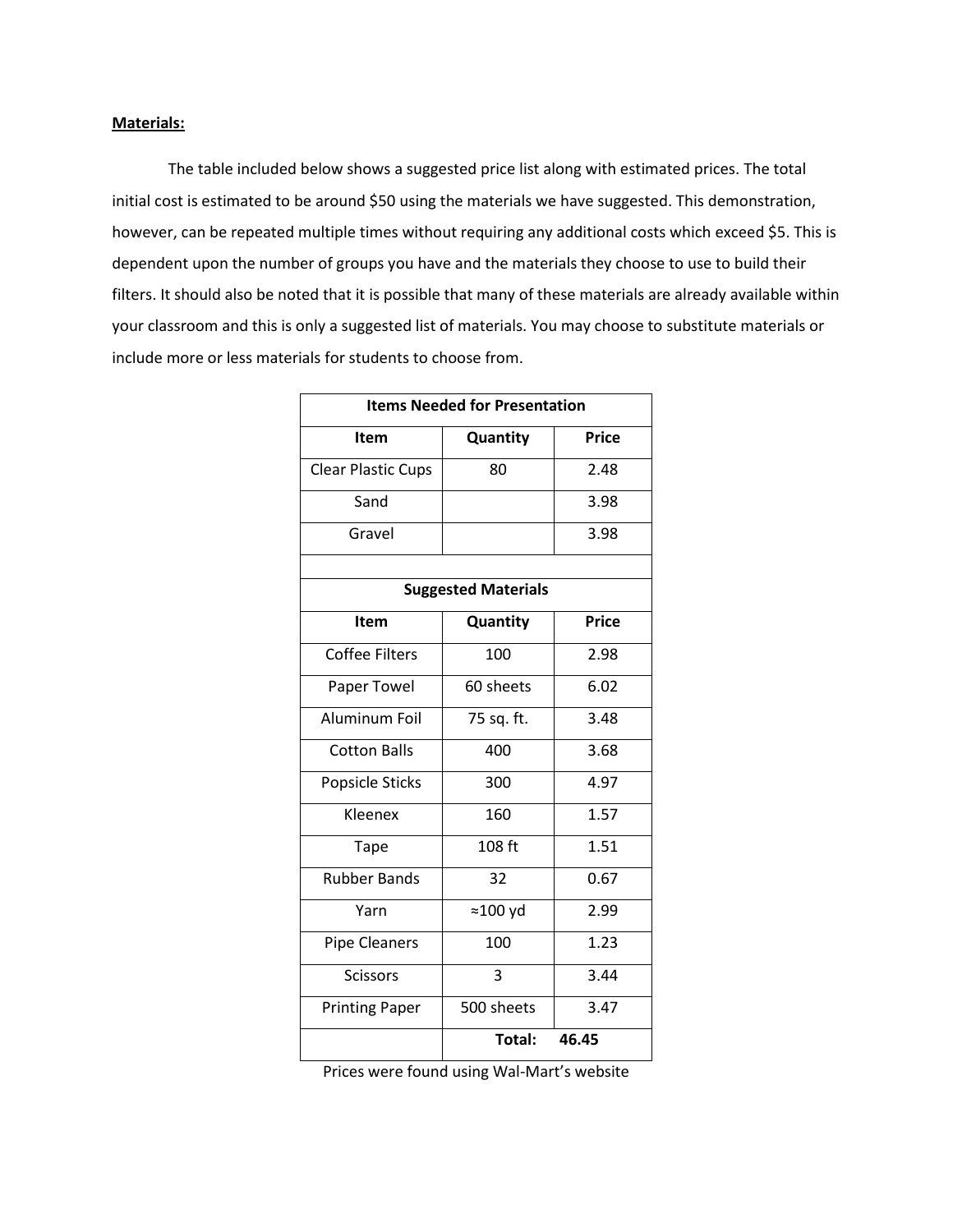**Materials:**

The table included below shows a suggested price list along with estimated prices. The total initial cost is estimated to be around $50 using the materials we have suggested. This demonstration, however, can be repeated multiple times without requiring any additional costs which exceed $5. This is dependent upon the number of groups you have and the materials they choose to use to build their filters. It should also be noted that it is possible that many of these materials are already available within your classroom and this is only a suggested list of materials. You may choose to substitute materials or include more or less materials for students to choose from.

| **Items Needed for Presentation** | | |
|---|---|---|
| **Item** | **Quantity** | **Price** |
| Clear Plastic Cups | 80 | 2.48 |
| Sand | | 3.98 |
| Gravel | | 3.98 |
| | | |
| **Suggested Materials** | | |
| **Item** | **Quantity** | **Price** |
| Coffee Filters | 100 | 2.98 |
| Paper Towel | 60 sheets | 6.02 |
| Aluminum Foil | 75 sq. ft. | 3.48 |
| Cotton Balls | 400 | 3.68 |
| Popsicle Sticks | 300 | 4.97 |
| Kleenex | 160 | 1.57 |
| Tape | 108 ft | 1.51 |
| Rubber Bands | 32 | 0.67 |
| Yarn | ≈100 yd | 2.99 |
| Pipe Cleaners | 100 | 1.23 |
| Scissors | 3 | 3.44 |
| Printing Paper | 500 sheets | 3.47 |
| | **Total:** | **46.45** |

Prices were found using Wal-Mart's website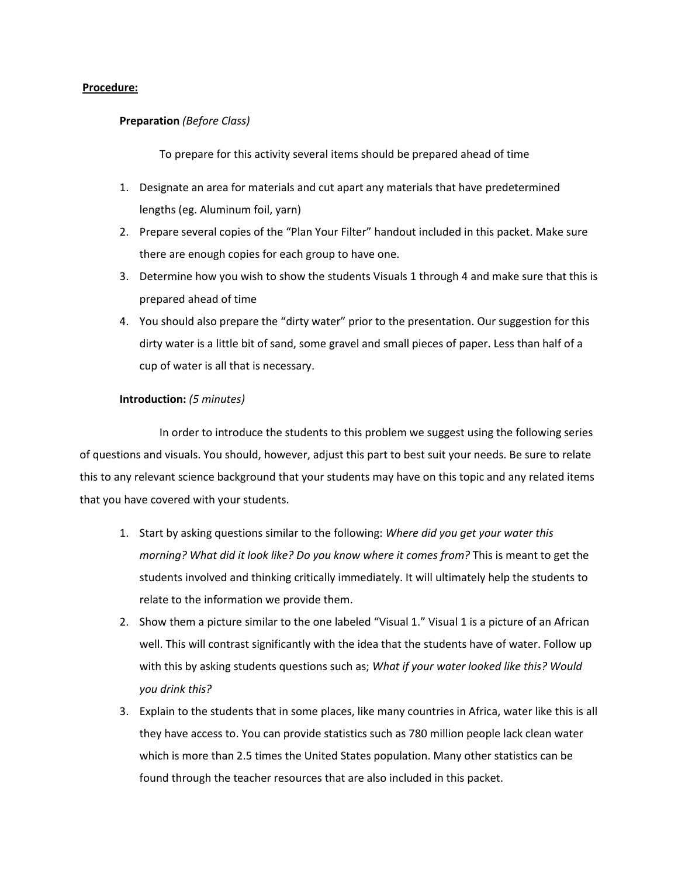**Procedure:**

**Preparation** *(Before Class)*

To prepare for this activity several items should be prepared ahead of time

1. Designate an area for materials and cut apart any materials that have predetermined lengths (eg. Aluminum foil, yarn)
2. Prepare several copies of the "Plan Your Filter" handout included in this packet. Make sure there are enough copies for each group to have one.
3. Determine how you wish to show the students Visuals 1 through 4 and make sure that this is prepared ahead of time
4. You should also prepare the "dirty water" prior to the presentation. Our suggestion for this dirty water is a little bit of sand, some gravel and small pieces of paper. Less than half of a cup of water is all that is necessary.

**Introduction:** *(5 minutes)*

In order to introduce the students to this problem we suggest using the following series of questions and visuals. You should, however, adjust this part to best suit your needs. Be sure to relate this to any relevant science background that your students may have on this topic and any related items that you have covered with your students.

1. Start by asking questions similar to the following: *Where did you get your water this morning? What did it look like? Do you know where it comes from?* This is meant to get the students involved and thinking critically immediately. It will ultimately help the students to relate to the information we provide them.
2. Show them a picture similar to the one labeled "Visual 1." Visual 1 is a picture of an African well. This will contrast significantly with the idea that the students have of water. Follow up with this by asking students questions such as; *What if your water looked like this? Would you drink this?*
3. Explain to the students that in some places, like many countries in Africa, water like this is all they have access to. You can provide statistics such as 780 million people lack clean water which is more than 2.5 times the United States population. Many other statistics can be found through the teacher resources that are also included in this packet.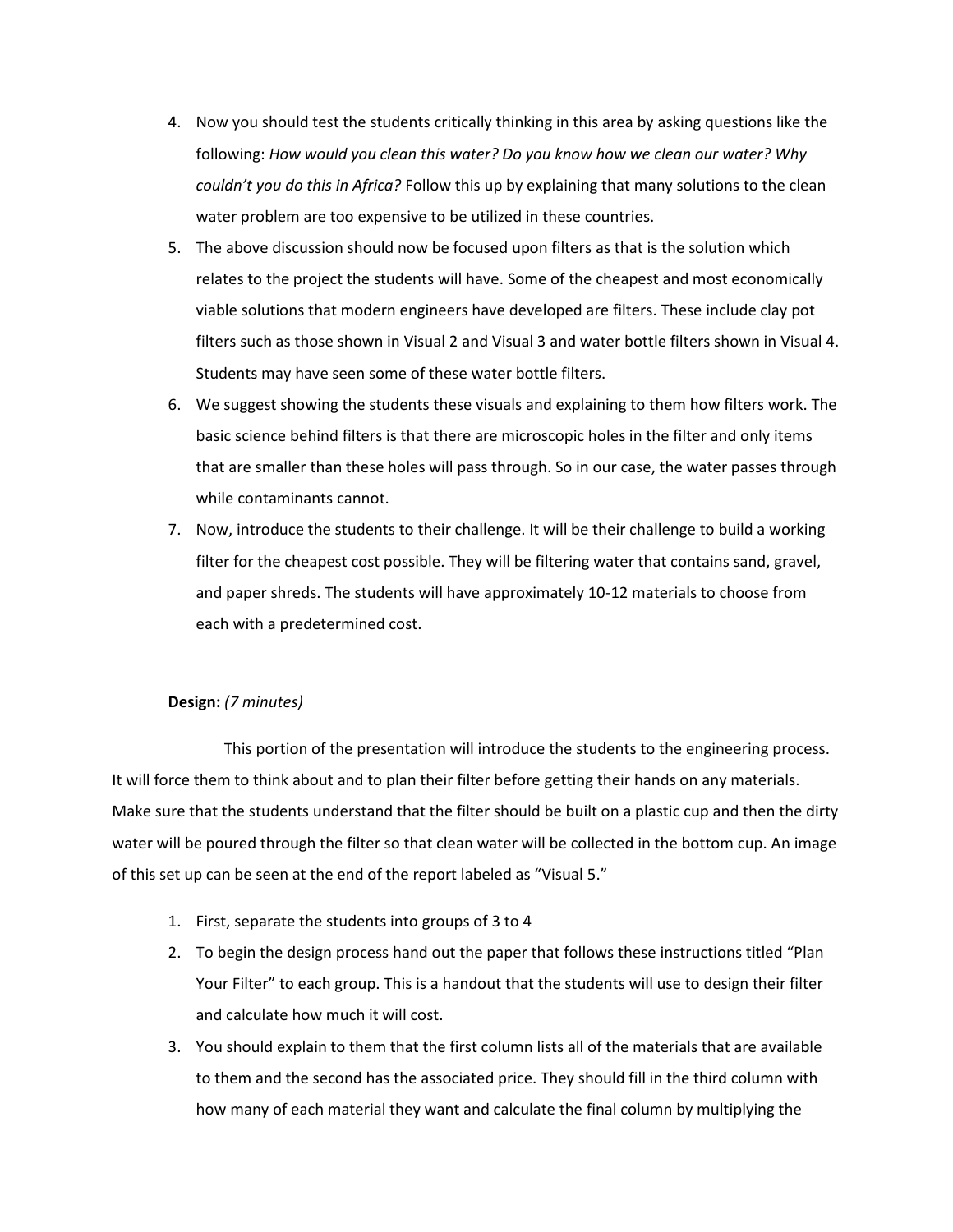4. Now you should test the students critically thinking in this area by asking questions like the following: *How would you clean this water? Do you know how we clean our water? Why couldn't you do this in Africa?* Follow this up by explaining that many solutions to the clean water problem are too expensive to be utilized in these countries.
5. The above discussion should now be focused upon filters as that is the solution which relates to the project the students will have. Some of the cheapest and most economically viable solutions that modern engineers have developed are filters. These include clay pot filters such as those shown in Visual 2 and Visual 3 and water bottle filters shown in Visual 4. Students may have seen some of these water bottle filters.
6. We suggest showing the students these visuals and explaining to them how filters work. The basic science behind filters is that there are microscopic holes in the filter and only items that are smaller than these holes will pass through. So in our case, the water passes through while contaminants cannot.
7. Now, introduce the students to their challenge. It will be their challenge to build a working filter for the cheapest cost possible. They will be filtering water that contains sand, gravel, and paper shreds. The students will have approximately 10-12 materials to choose from each with a predetermined cost.

**Design:** *(7 minutes)*

This portion of the presentation will introduce the students to the engineering process. It will force them to think about and to plan their filter before getting their hands on any materials. Make sure that the students understand that the filter should be built on a plastic cup and then the dirty water will be poured through the filter so that clean water will be collected in the bottom cup. An image of this set up can be seen at the end of the report labeled as "Visual 5."

1. First, separate the students into groups of 3 to 4
2. To begin the design process hand out the paper that follows these instructions titled "Plan Your Filter" to each group. This is a handout that the students will use to design their filter and calculate how much it will cost.
3. You should explain to them that the first column lists all of the materials that are available to them and the second has the associated price. They should fill in the third column with how many of each material they want and calculate the final column by multiplying the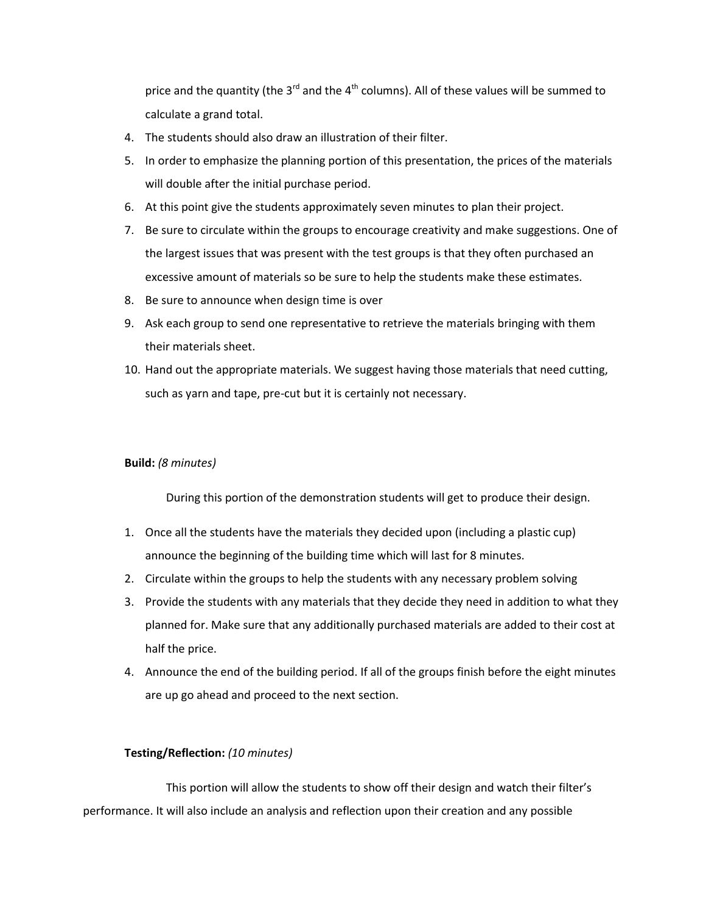price and the quantity (the 3rd and the 4th columns). All of these values will be summed to calculate a grand total.

4. The students should also draw an illustration of their filter.
5. In order to emphasize the planning portion of this presentation, the prices of the materials will double after the initial purchase period.
6. At this point give the students approximately seven minutes to plan their project.
7. Be sure to circulate within the groups to encourage creativity and make suggestions. One of the largest issues that was present with the test groups is that they often purchased an excessive amount of materials so be sure to help the students make these estimates.
8. Be sure to announce when design time is over
9. Ask each group to send one representative to retrieve the materials bringing with them their materials sheet.
10. Hand out the appropriate materials. We suggest having those materials that need cutting, such as yarn and tape, pre-cut but it is certainly not necessary.

**Build:** *(8 minutes)*

During this portion of the demonstration students will get to produce their design.

1. Once all the students have the materials they decided upon (including a plastic cup) announce the beginning of the building time which will last for 8 minutes.
2. Circulate within the groups to help the students with any necessary problem solving
3. Provide the students with any materials that they decide they need in addition to what they planned for. Make sure that any additionally purchased materials are added to their cost at half the price.
4. Announce the end of the building period. If all of the groups finish before the eight minutes are up go ahead and proceed to the next section.

**Testing/Reflection:** *(10 minutes)*

This portion will allow the students to show off their design and watch their filter's performance. It will also include an analysis and reflection upon their creation and any possible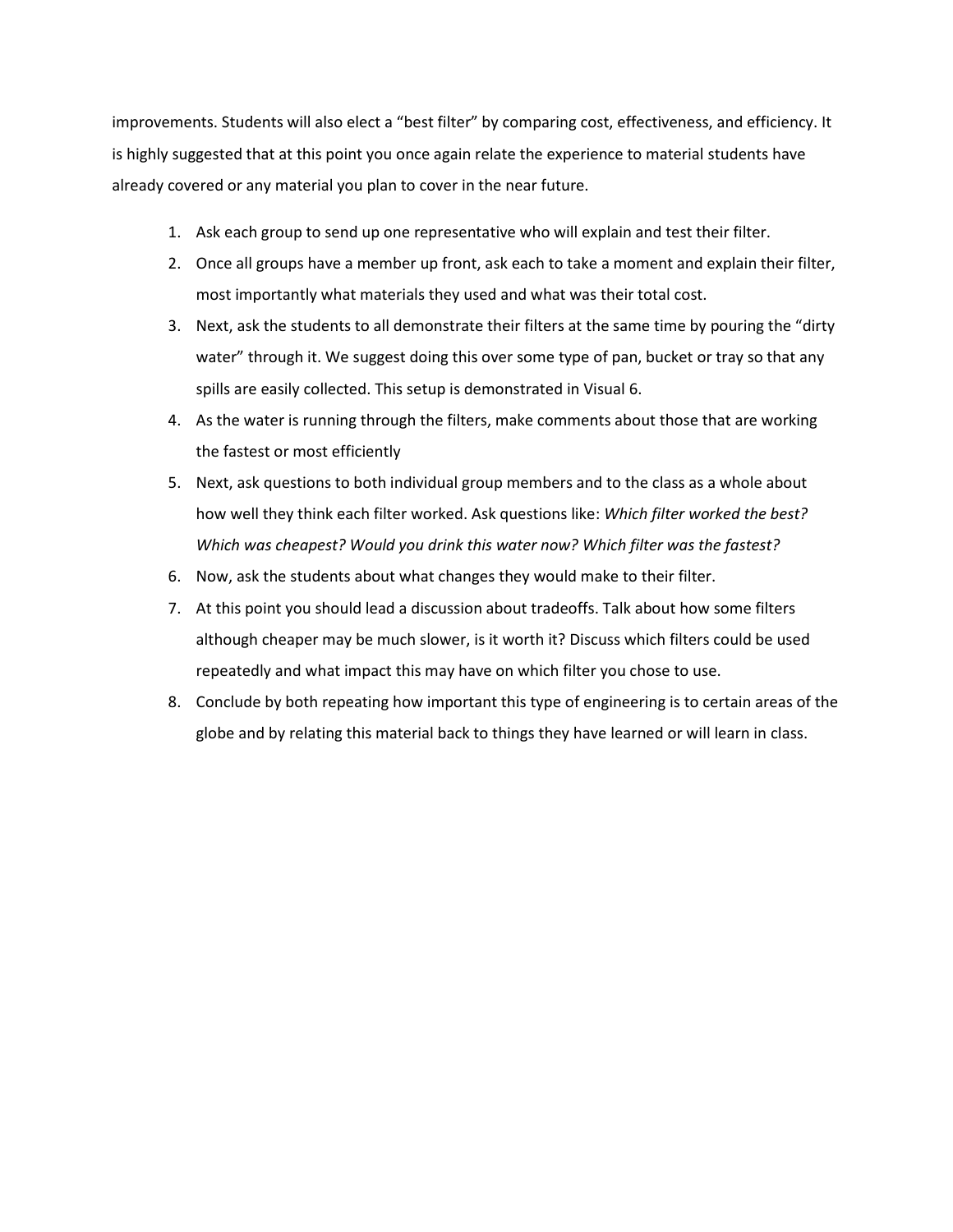improvements. Students will also elect a "best filter" by comparing cost, effectiveness, and efficiency. It is highly suggested that at this point you once again relate the experience to material students have already covered or any material you plan to cover in the near future.

1. Ask each group to send up one representative who will explain and test their filter.
2. Once all groups have a member up front, ask each to take a moment and explain their filter, most importantly what materials they used and what was their total cost.
3. Next, ask the students to all demonstrate their filters at the same time by pouring the "dirty water" through it. We suggest doing this over some type of pan, bucket or tray so that any spills are easily collected. This setup is demonstrated in Visual 6.
4. As the water is running through the filters, make comments about those that are working the fastest or most efficiently
5. Next, ask questions to both individual group members and to the class as a whole about how well they think each filter worked. Ask questions like: *Which filter worked the best? Which was cheapest? Would you drink this water now? Which filter was the fastest?*
6. Now, ask the students about what changes they would make to their filter.
7. At this point you should lead a discussion about tradeoffs. Talk about how some filters although cheaper may be much slower, is it worth it? Discuss which filters could be used repeatedly and what impact this may have on which filter you chose to use.
8. Conclude by both repeating how important this type of engineering is to certain areas of the globe and by relating this material back to things they have learned or will learn in class.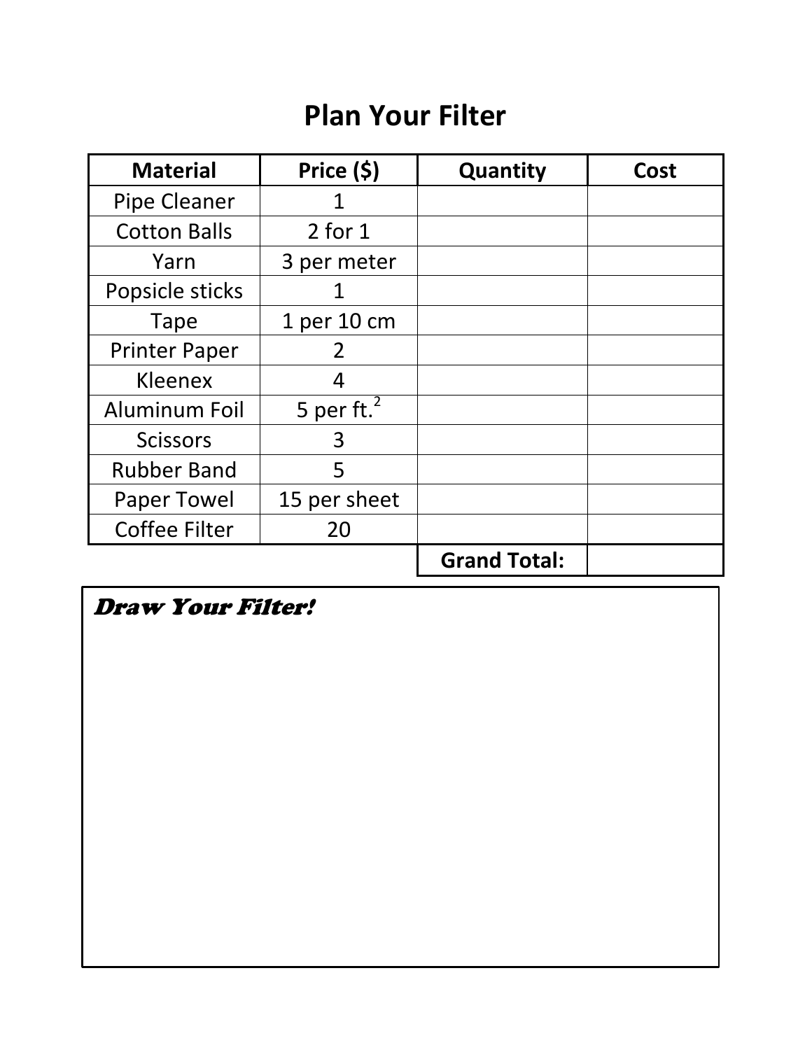# Plan Your Filter

| Material | Price ($) | Quantity | Cost |
|---|---|---|---|
| Pipe Cleaner | 1 | | |
| Cotton Balls | 2 for 1 | | |
| Yarn | 3 per meter | | |
| Popsicle sticks | 1 | | |
| Tape | 1 per 10 cm | | |
| Printer Paper | 2 | | |
| Kleenex | 4 | | |
| Aluminum Foil | 5 per $ft.^2$ | | |
| Scissors | 3 | | |
| Rubber Band | 5 | | |
| Paper Towel | 15 per sheet | | |
| Coffee Filter | 20 | | |
| | | **Grand Total:** | |

***Draw Your Filter!***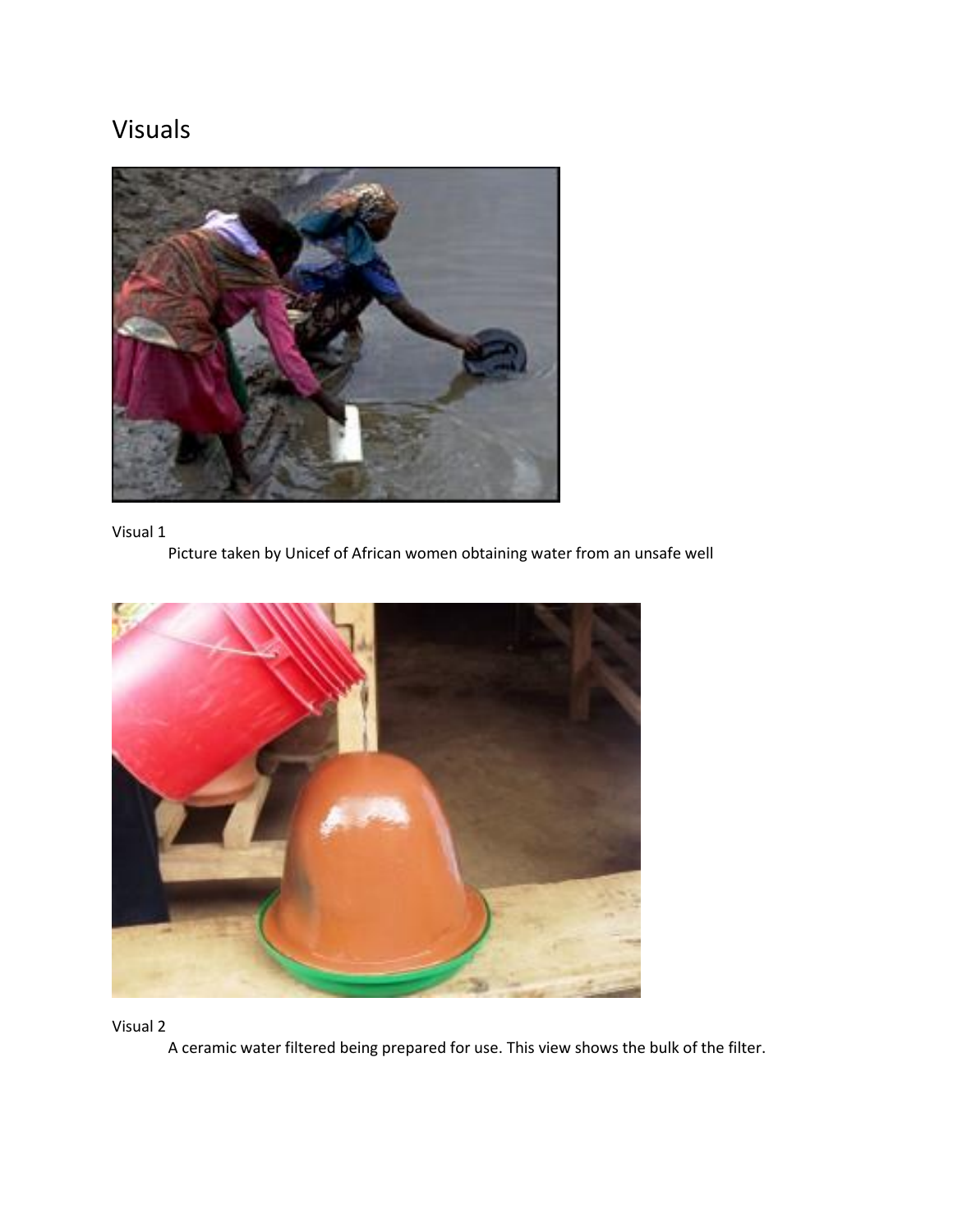# Visuals

Visual 1

Picture taken by Unicef of African women obtaining water from an unsafe well

Visual 2

A ceramic water filtered being prepared for use. This view shows the bulk of the filter.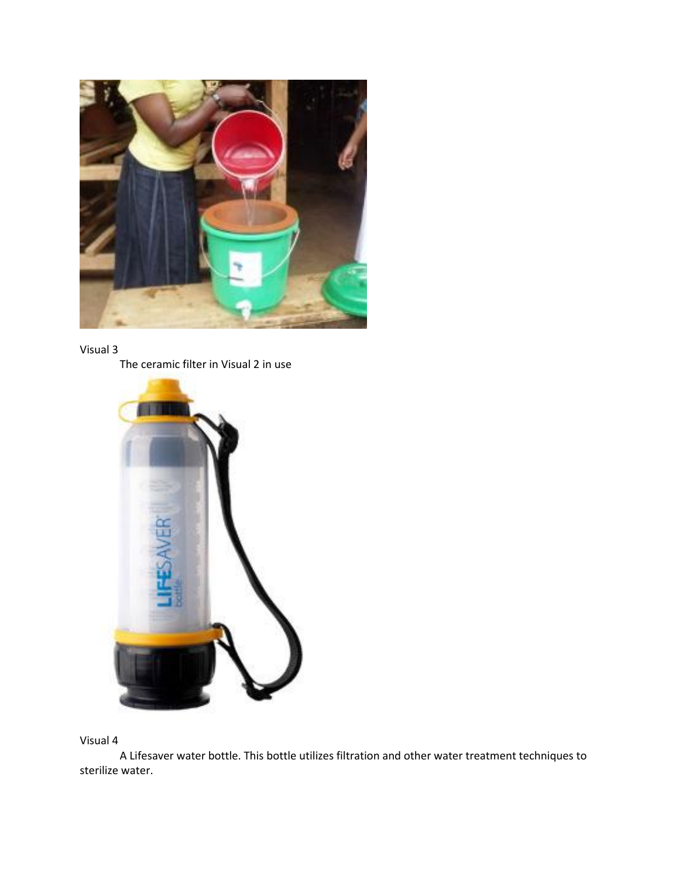Visual 3

The ceramic filter in Visual 2 in use

Visual 4

A Lifesaver water bottle. This bottle utilizes filtration and other water treatment techniques to sterilize water.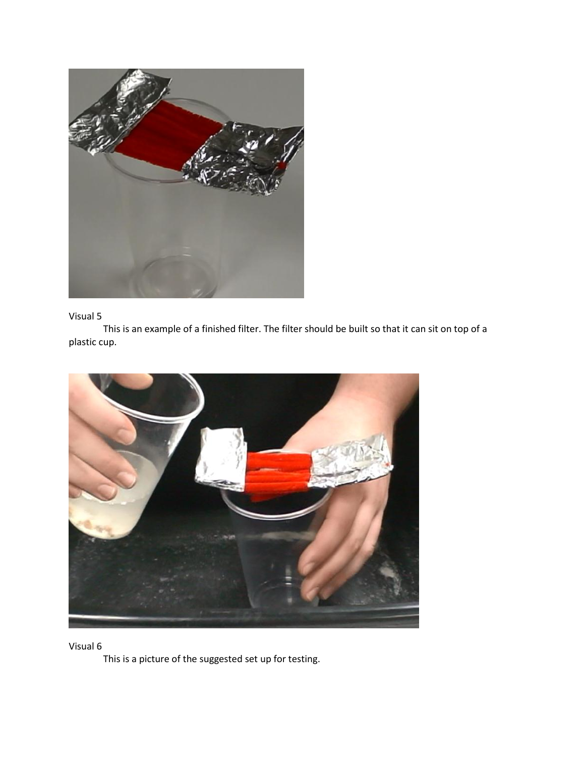Visual 5

This is an example of a finished filter. The filter should be built so that it can sit on top of a plastic cup.

Visual 6

This is a picture of the suggested set up for testing.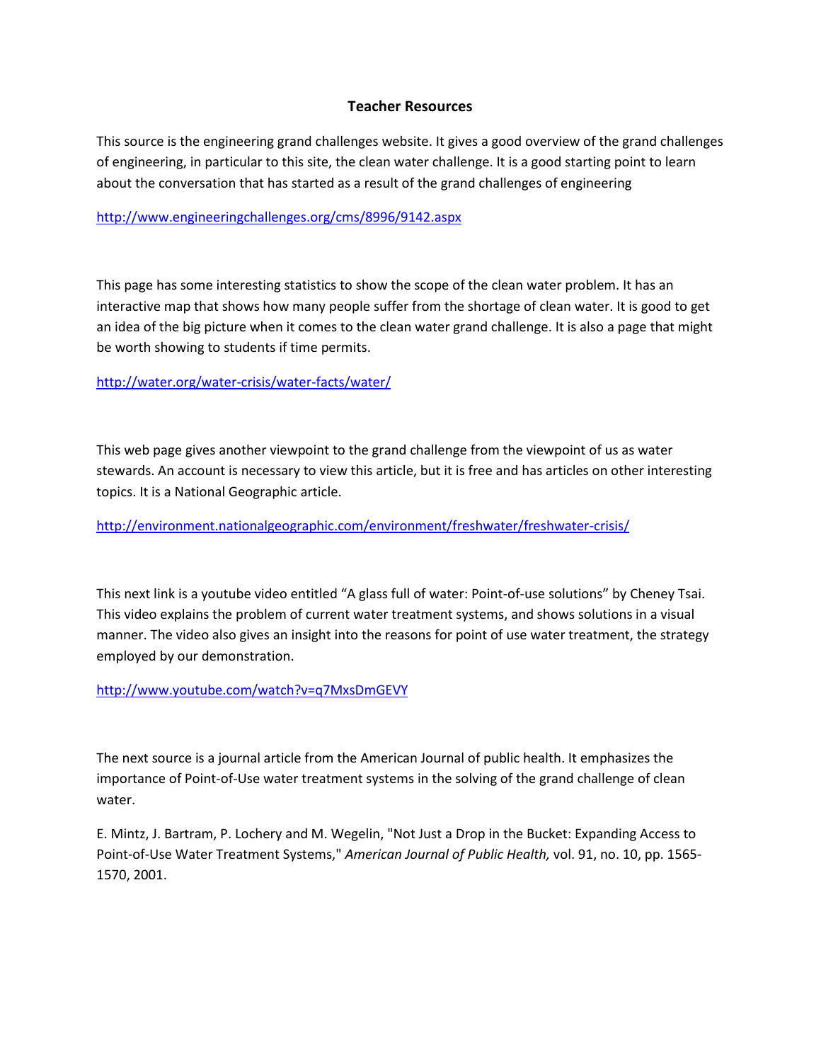## Teacher Resources

This source is the engineering grand challenges website. It gives a good overview of the grand challenges of engineering, in particular to this site, the clean water challenge. It is a good starting point to learn about the conversation that has started as a result of the grand challenges of engineering

http://www.engineeringchallenges.org/cms/8996/9142.aspx

This page has some interesting statistics to show the scope of the clean water problem. It has an interactive map that shows how many people suffer from the shortage of clean water. It is good to get an idea of the big picture when it comes to the clean water grand challenge. It is also a page that might be worth showing to students if time permits.

http://water.org/water-crisis/water-facts/water/

This web page gives another viewpoint to the grand challenge from the viewpoint of us as water stewards. An account is necessary to view this article, but it is free and has articles on other interesting topics. It is a National Geographic article.

http://environment.nationalgeographic.com/environment/freshwater/freshwater-crisis/

This next link is a youtube video entitled "A glass full of water: Point-of-use solutions" by Cheney Tsai. This video explains the problem of current water treatment systems, and shows solutions in a visual manner. The video also gives an insight into the reasons for point of use water treatment, the strategy employed by our demonstration.

http://www.youtube.com/watch?v=q7MxsDmGEVY

The next source is a journal article from the American Journal of public health. It emphasizes the importance of Point-of-Use water treatment systems in the solving of the grand challenge of clean water.

E. Mintz, J. Bartram, P. Lochery and M. Wegelin, "Not Just a Drop in the Bucket: Expanding Access to Point-of-Use Water Treatment Systems," *American Journal of Public Health,* vol. 91, no. 10, pp. 1565-1570, 2001.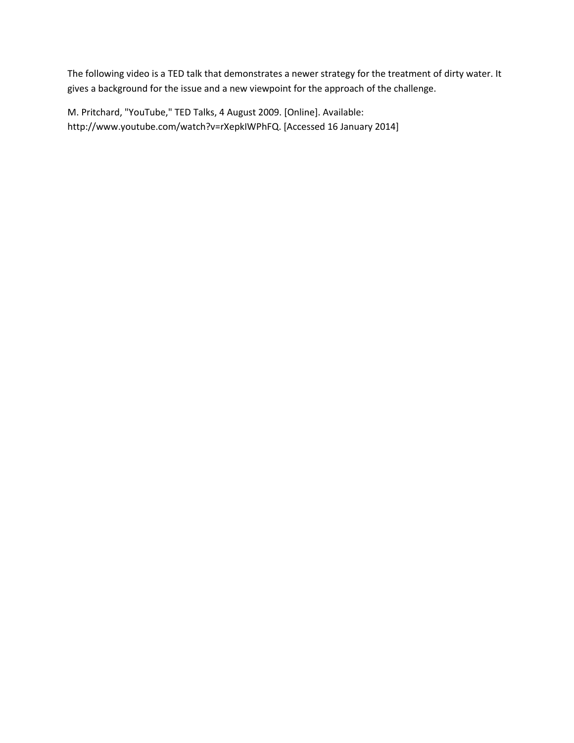The following video is a TED talk that demonstrates a newer strategy for the treatment of dirty water. It gives a background for the issue and a new viewpoint for the approach of the challenge.

M. Pritchard, "YouTube," TED Talks, 4 August 2009. [Online]. Available: http://www.youtube.com/watch?v=rXepkIWPhFQ. [Accessed 16 January 2014]